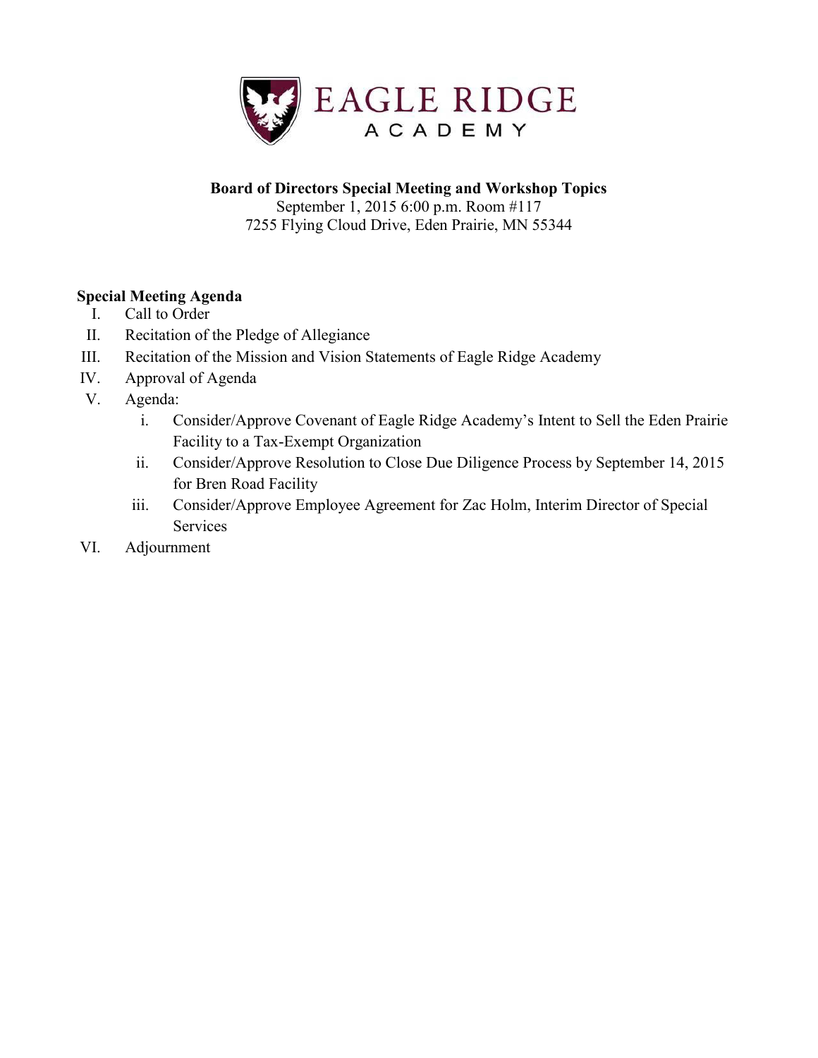EAGLE RIDGE
ACADEMY

**Board of Directors Special Meeting and Workshop Topics**
September 1, 2015 6:00 p.m. Room #117
7255 Flying Cloud Drive, Eden Prairie, MN 55344

**Special Meeting Agenda**

I. Call to Order

II. Recitation of the Pledge of Allegiance

III. Recitation of the Mission and Vision Statements of Eagle Ridge Academy

IV. Approval of Agenda

V. Agenda:
   - i. Consider/Approve Covenant of Eagle Ridge Academy's Intent to Sell the Eden Prairie Facility to a Tax-Exempt Organization
   - ii. Consider/Approve Resolution to Close Due Diligence Process by September 14, 2015 for Bren Road Facility
   - iii. Consider/Approve Employee Agreement for Zac Holm, Interim Director of Special Services

VI. Adjournment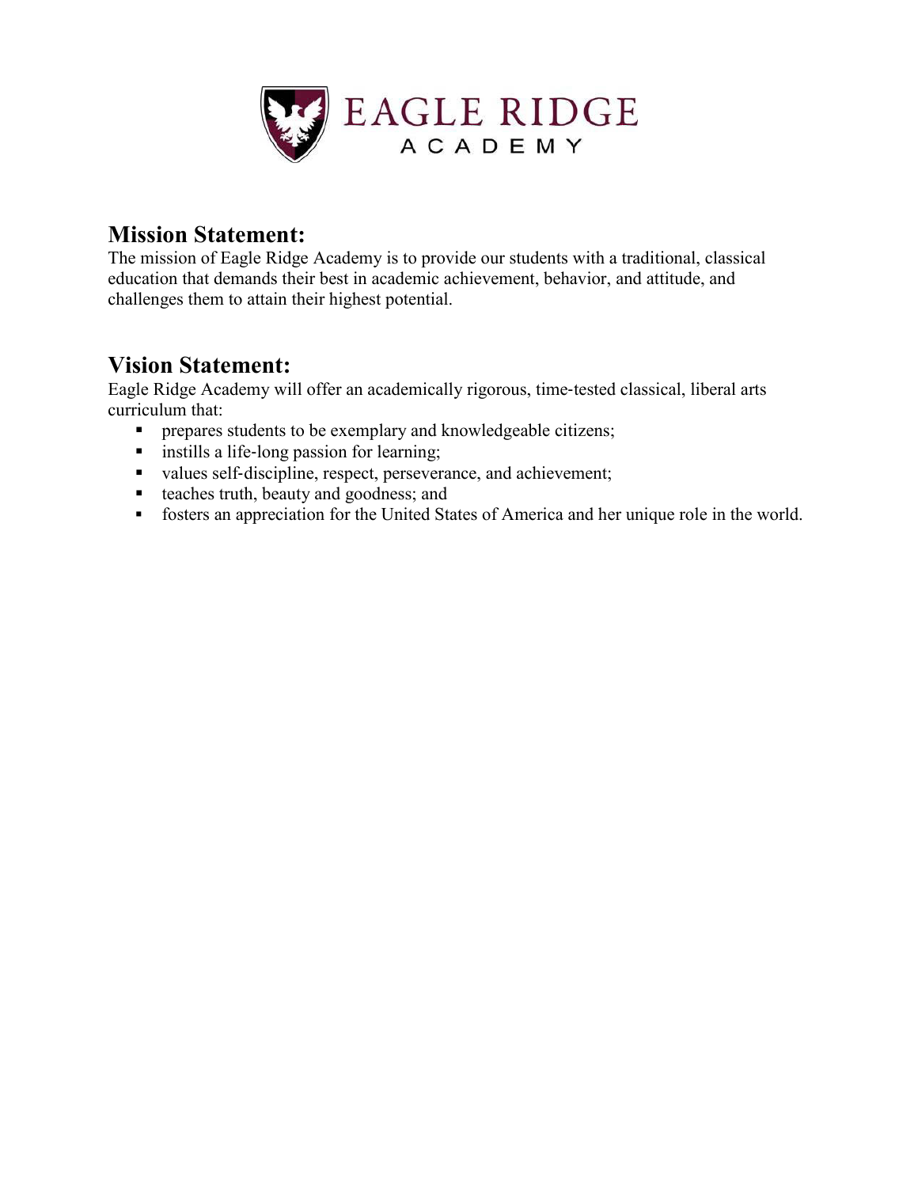# EAGLE RIDGE ACADEMY

## Mission Statement:

The mission of Eagle Ridge Academy is to provide our students with a traditional, classical education that demands their best in academic achievement, behavior, and attitude, and challenges them to attain their highest potential.

## Vision Statement:

Eagle Ridge Academy will offer an academically rigorous, time-tested classical, liberal arts curriculum that:

- prepares students to be exemplary and knowledgeable citizens;
- instills a life-long passion for learning;
- values self-discipline, respect, perseverance, and achievement;
- teaches truth, beauty and goodness; and
- fosters an appreciation for the United States of America and her unique role in the world.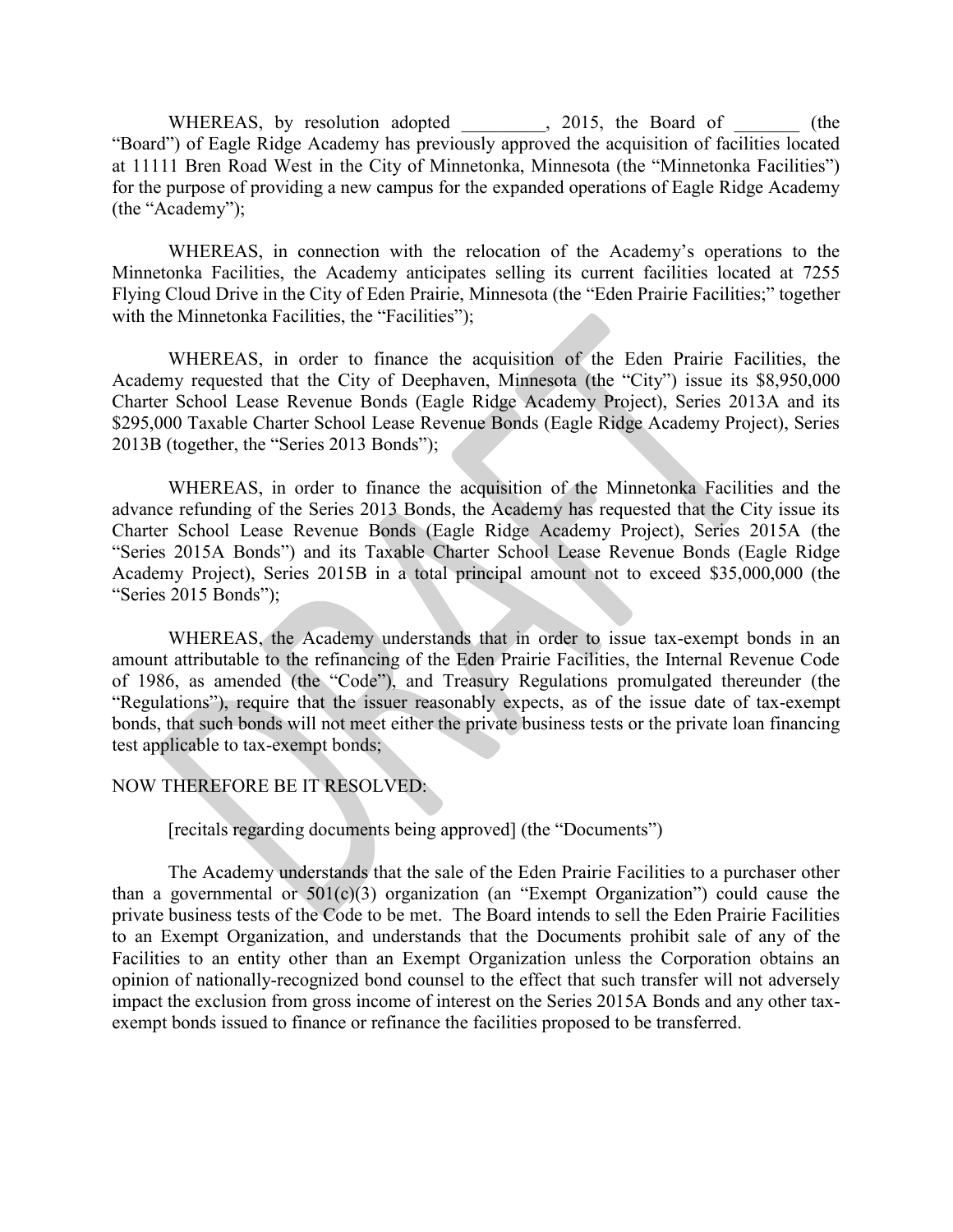WHEREAS, by resolution adopted _________, 2015, the Board of _______ (the "Board") of Eagle Ridge Academy has previously approved the acquisition of facilities located at 11111 Bren Road West in the City of Minnetonka, Minnesota (the "Minnetonka Facilities") for the purpose of providing a new campus for the expanded operations of Eagle Ridge Academy (the "Academy");

WHEREAS, in connection with the relocation of the Academy's operations to the Minnetonka Facilities, the Academy anticipates selling its current facilities located at 7255 Flying Cloud Drive in the City of Eden Prairie, Minnesota (the "Eden Prairie Facilities;" together with the Minnetonka Facilities, the "Facilities");

WHEREAS, in order to finance the acquisition of the Eden Prairie Facilities, the Academy requested that the City of Deephaven, Minnesota (the "City") issue its $8,950,000 Charter School Lease Revenue Bonds (Eagle Ridge Academy Project), Series 2013A and its $295,000 Taxable Charter School Lease Revenue Bonds (Eagle Ridge Academy Project), Series 2013B (together, the "Series 2013 Bonds");

WHEREAS, in order to finance the acquisition of the Minnetonka Facilities and the advance refunding of the Series 2013 Bonds, the Academy has requested that the City issue its Charter School Lease Revenue Bonds (Eagle Ridge Academy Project), Series 2015A (the "Series 2015A Bonds") and its Taxable Charter School Lease Revenue Bonds (Eagle Ridge Academy Project), Series 2015B in a total principal amount not to exceed $35,000,000 (the "Series 2015 Bonds");

WHEREAS, the Academy understands that in order to issue tax-exempt bonds in an amount attributable to the refinancing of the Eden Prairie Facilities, the Internal Revenue Code of 1986, as amended (the "Code"), and Treasury Regulations promulgated thereunder (the "Regulations"), require that the issuer reasonably expects, as of the issue date of tax-exempt bonds, that such bonds will not meet either the private business tests or the private loan financing test applicable to tax-exempt bonds;

NOW THEREFORE BE IT RESOLVED:

[recitals regarding documents being approved] (the "Documents")

The Academy understands that the sale of the Eden Prairie Facilities to a purchaser other than a governmental or 501(c)(3) organization (an "Exempt Organization") could cause the private business tests of the Code to be met. The Board intends to sell the Eden Prairie Facilities to an Exempt Organization, and understands that the Documents prohibit sale of any of the Facilities to an entity other than an Exempt Organization unless the Corporation obtains an opinion of nationally-recognized bond counsel to the effect that such transfer will not adversely impact the exclusion from gross income of interest on the Series 2015A Bonds and any other tax-exempt bonds issued to finance or refinance the facilities proposed to be transferred.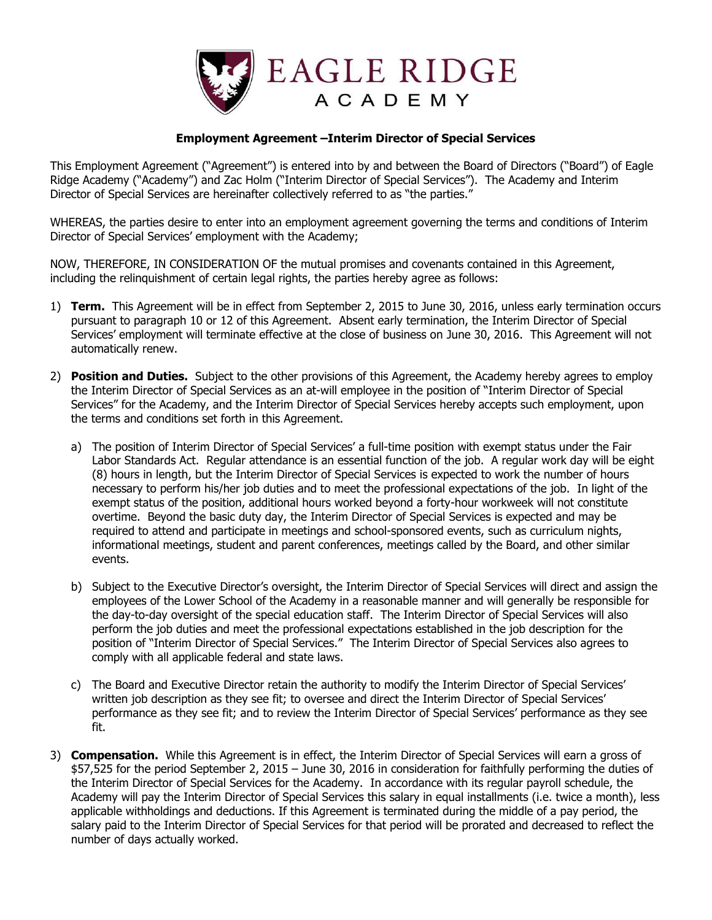# EAGLE RIDGE ACADEMY

**Employment Agreement –Interim Director of Special Services**

This Employment Agreement ("Agreement") is entered into by and between the Board of Directors ("Board") of Eagle Ridge Academy ("Academy") and Zac Holm ("Interim Director of Special Services"). The Academy and Interim Director of Special Services are hereinafter collectively referred to as "the parties."

WHEREAS, the parties desire to enter into an employment agreement governing the terms and conditions of Interim Director of Special Services' employment with the Academy;

NOW, THEREFORE, IN CONSIDERATION OF the mutual promises and covenants contained in this Agreement, including the relinquishment of certain legal rights, the parties hereby agree as follows:

1) **Term.** This Agreement will be in effect from September 2, 2015 to June 30, 2016, unless early termination occurs pursuant to paragraph 10 or 12 of this Agreement. Absent early termination, the Interim Director of Special Services' employment will terminate effective at the close of business on June 30, 2016. This Agreement will not automatically renew.

2) **Position and Duties.** Subject to the other provisions of this Agreement, the Academy hereby agrees to employ the Interim Director of Special Services as an at-will employee in the position of "Interim Director of Special Services" for the Academy, and the Interim Director of Special Services hereby accepts such employment, upon the terms and conditions set forth in this Agreement.

   a) The position of Interim Director of Special Services' a full-time position with exempt status under the Fair Labor Standards Act. Regular attendance is an essential function of the job. A regular work day will be eight (8) hours in length, but the Interim Director of Special Services is expected to work the number of hours necessary to perform his/her job duties and to meet the professional expectations of the job. In light of the exempt status of the position, additional hours worked beyond a forty-hour workweek will not constitute overtime. Beyond the basic duty day, the Interim Director of Special Services is expected and may be required to attend and participate in meetings and school-sponsored events, such as curriculum nights, informational meetings, student and parent conferences, meetings called by the Board, and other similar events.

   b) Subject to the Executive Director's oversight, the Interim Director of Special Services will direct and assign the employees of the Lower School of the Academy in a reasonable manner and will generally be responsible for the day-to-day oversight of the special education staff. The Interim Director of Special Services will also perform the job duties and meet the professional expectations established in the job description for the position of "Interim Director of Special Services." The Interim Director of Special Services also agrees to comply with all applicable federal and state laws.

   c) The Board and Executive Director retain the authority to modify the Interim Director of Special Services' written job description as they see fit; to oversee and direct the Interim Director of Special Services' performance as they see fit; and to review the Interim Director of Special Services' performance as they see fit.

3) **Compensation.** While this Agreement is in effect, the Interim Director of Special Services will earn a gross of $57,525 for the period September 2, 2015 – June 30, 2016 in consideration for faithfully performing the duties of the Interim Director of Special Services for the Academy. In accordance with its regular payroll schedule, the Academy will pay the Interim Director of Special Services this salary in equal installments (i.e. twice a month), less applicable withholdings and deductions. If this Agreement is terminated during the middle of a pay period, the salary paid to the Interim Director of Special Services for that period will be prorated and decreased to reflect the number of days actually worked.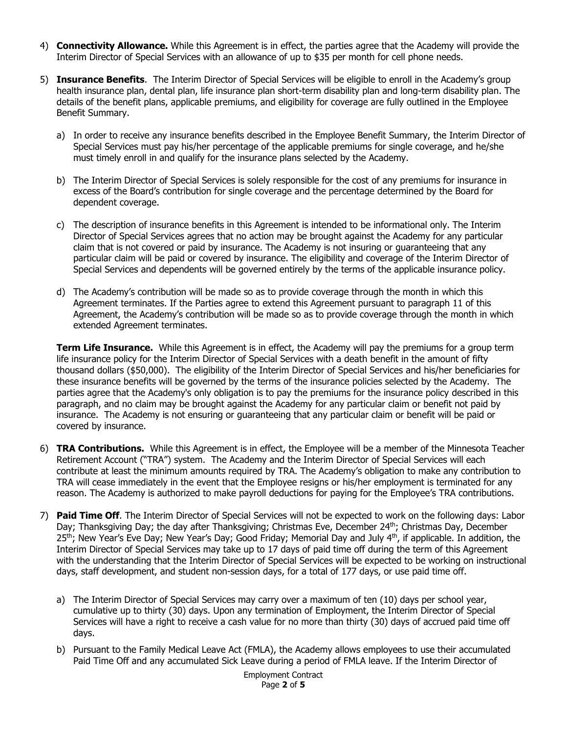4) **Connectivity Allowance.** While this Agreement is in effect, the parties agree that the Academy will provide the Interim Director of Special Services with an allowance of up to $35 per month for cell phone needs.

5) **Insurance Benefits**. The Interim Director of Special Services will be eligible to enroll in the Academy's group health insurance plan, dental plan, life insurance plan short-term disability plan and long-term disability plan. The details of the benefit plans, applicable premiums, and eligibility for coverage are fully outlined in the Employee Benefit Summary.

   a) In order to receive any insurance benefits described in the Employee Benefit Summary, the Interim Director of Special Services must pay his/her percentage of the applicable premiums for single coverage, and he/she must timely enroll in and qualify for the insurance plans selected by the Academy.

   b) The Interim Director of Special Services is solely responsible for the cost of any premiums for insurance in excess of the Board's contribution for single coverage and the percentage determined by the Board for dependent coverage.

   c) The description of insurance benefits in this Agreement is intended to be informational only. The Interim Director of Special Services agrees that no action may be brought against the Academy for any particular claim that is not covered or paid by insurance. The Academy is not insuring or guaranteeing that any particular claim will be paid or covered by insurance. The eligibility and coverage of the Interim Director of Special Services and dependents will be governed entirely by the terms of the applicable insurance policy.

   d) The Academy's contribution will be made so as to provide coverage through the month in which this Agreement terminates. If the Parties agree to extend this Agreement pursuant to paragraph 11 of this Agreement, the Academy's contribution will be made so as to provide coverage through the month in which extended Agreement terminates.

   **Term Life Insurance.** While this Agreement is in effect, the Academy will pay the premiums for a group term life insurance policy for the Interim Director of Special Services with a death benefit in the amount of fifty thousand dollars ($50,000). The eligibility of the Interim Director of Special Services and his/her beneficiaries for these insurance benefits will be governed by the terms of the insurance policies selected by the Academy. The parties agree that the Academy's only obligation is to pay the premiums for the insurance policy described in this paragraph, and no claim may be brought against the Academy for any particular claim or benefit not paid by insurance. The Academy is not ensuring or guaranteeing that any particular claim or benefit will be paid or covered by insurance.

6) **TRA Contributions.** While this Agreement is in effect, the Employee will be a member of the Minnesota Teacher Retirement Account ("TRA") system. The Academy and the Interim Director of Special Services will each contribute at least the minimum amounts required by TRA. The Academy's obligation to make any contribution to TRA will cease immediately in the event that the Employee resigns or his/her employment is terminated for any reason. The Academy is authorized to make payroll deductions for paying for the Employee's TRA contributions.

7) **Paid Time Off**. The Interim Director of Special Services will not be expected to work on the following days: Labor Day; Thanksgiving Day; the day after Thanksgiving; Christmas Eve, December 24th; Christmas Day, December 25th; New Year's Eve Day; New Year's Day; Good Friday; Memorial Day and July 4th, if applicable. In addition, the Interim Director of Special Services may take up to 17 days of paid time off during the term of this Agreement with the understanding that the Interim Director of Special Services will be expected to be working on instructional days, staff development, and student non-session days, for a total of 177 days, or use paid time off.

   a) The Interim Director of Special Services may carry over a maximum of ten (10) days per school year, cumulative up to thirty (30) days. Upon any termination of Employment, the Interim Director of Special Services will have a right to receive a cash value for no more than thirty (30) days of accrued paid time off days.

   b) Pursuant to the Family Medical Leave Act (FMLA), the Academy allows employees to use their accumulated Paid Time Off and any accumulated Sick Leave during a period of FMLA leave. If the Interim Director of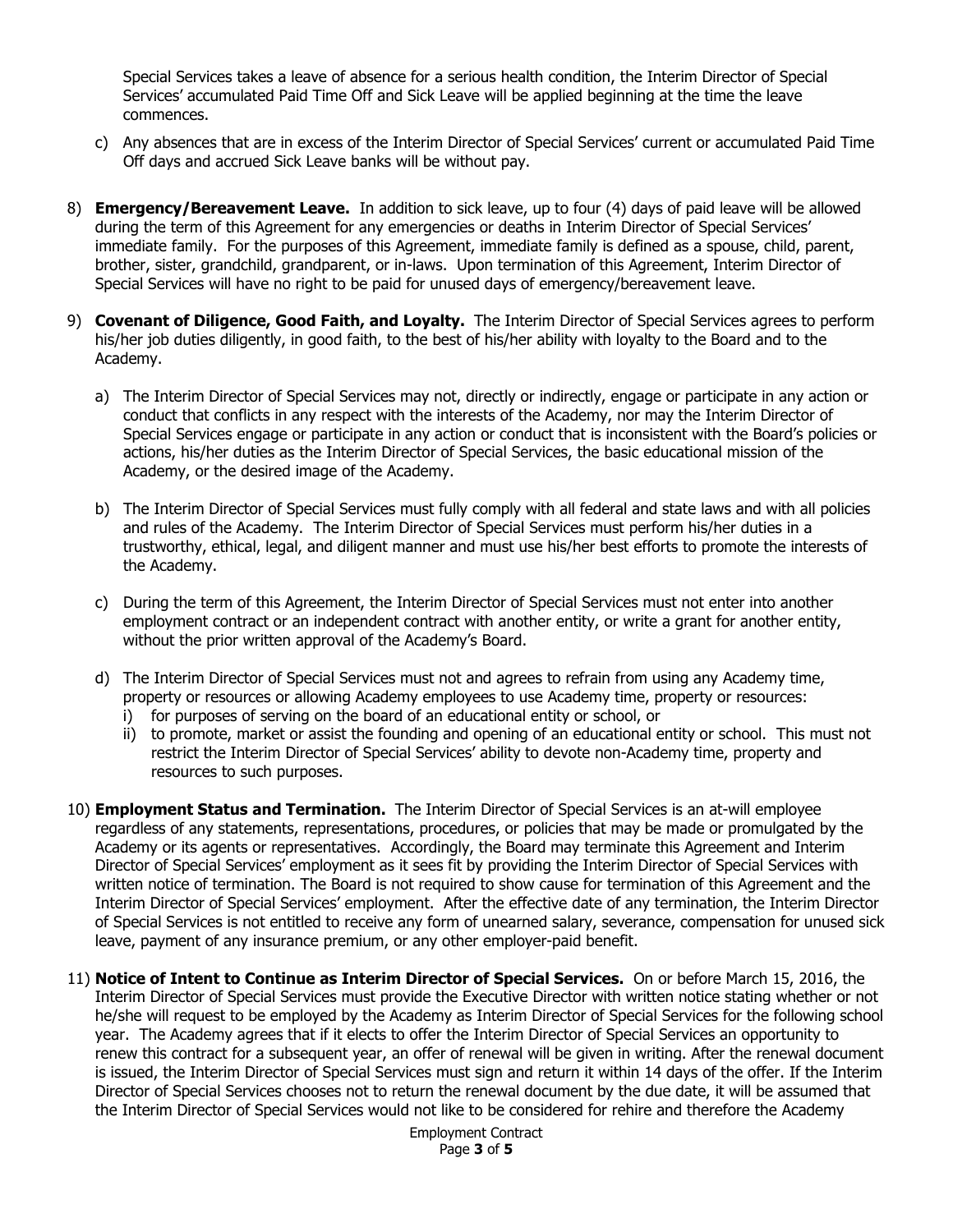Special Services takes a leave of absence for a serious health condition, the Interim Director of Special Services' accumulated Paid Time Off and Sick Leave will be applied beginning at the time the leave commences.

c) Any absences that are in excess of the Interim Director of Special Services' current or accumulated Paid Time Off days and accrued Sick Leave banks will be without pay.

8) **Emergency/Bereavement Leave.** In addition to sick leave, up to four (4) days of paid leave will be allowed during the term of this Agreement for any emergencies or deaths in Interim Director of Special Services' immediate family. For the purposes of this Agreement, immediate family is defined as a spouse, child, parent, brother, sister, grandchild, grandparent, or in-laws. Upon termination of this Agreement, Interim Director of Special Services will have no right to be paid for unused days of emergency/bereavement leave.

9) **Covenant of Diligence, Good Faith, and Loyalty.** The Interim Director of Special Services agrees to perform his/her job duties diligently, in good faith, to the best of his/her ability with loyalty to the Board and to the Academy.

   a) The Interim Director of Special Services may not, directly or indirectly, engage or participate in any action or conduct that conflicts in any respect with the interests of the Academy, nor may the Interim Director of Special Services engage or participate in any action or conduct that is inconsistent with the Board's policies or actions, his/her duties as the Interim Director of Special Services, the basic educational mission of the Academy, or the desired image of the Academy.

   b) The Interim Director of Special Services must fully comply with all federal and state laws and with all policies and rules of the Academy. The Interim Director of Special Services must perform his/her duties in a trustworthy, ethical, legal, and diligent manner and must use his/her best efforts to promote the interests of the Academy.

   c) During the term of this Agreement, the Interim Director of Special Services must not enter into another employment contract or an independent contract with another entity, or write a grant for another entity, without the prior written approval of the Academy's Board.

   d) The Interim Director of Special Services must not and agrees to refrain from using any Academy time, property or resources or allowing Academy employees to use Academy time, property or resources:
      i) for purposes of serving on the board of an educational entity or school, or
      ii) to promote, market or assist the founding and opening of an educational entity or school. This must not restrict the Interim Director of Special Services' ability to devote non-Academy time, property and resources to such purposes.

10) **Employment Status and Termination.** The Interim Director of Special Services is an at-will employee regardless of any statements, representations, procedures, or policies that may be made or promulgated by the Academy or its agents or representatives. Accordingly, the Board may terminate this Agreement and Interim Director of Special Services' employment as it sees fit by providing the Interim Director of Special Services with written notice of termination. The Board is not required to show cause for termination of this Agreement and the Interim Director of Special Services' employment. After the effective date of any termination, the Interim Director of Special Services is not entitled to receive any form of unearned salary, severance, compensation for unused sick leave, payment of any insurance premium, or any other employer-paid benefit.

11) **Notice of Intent to Continue as Interim Director of Special Services.** On or before March 15, 2016, the Interim Director of Special Services must provide the Executive Director with written notice stating whether or not he/she will request to be employed by the Academy as Interim Director of Special Services for the following school year. The Academy agrees that if it elects to offer the Interim Director of Special Services an opportunity to renew this contract for a subsequent year, an offer of renewal will be given in writing. After the renewal document is issued, the Interim Director of Special Services must sign and return it within 14 days of the offer. If the Interim Director of Special Services chooses not to return the renewal document by the due date, it will be assumed that the Interim Director of Special Services would not like to be considered for rehire and therefore the Academy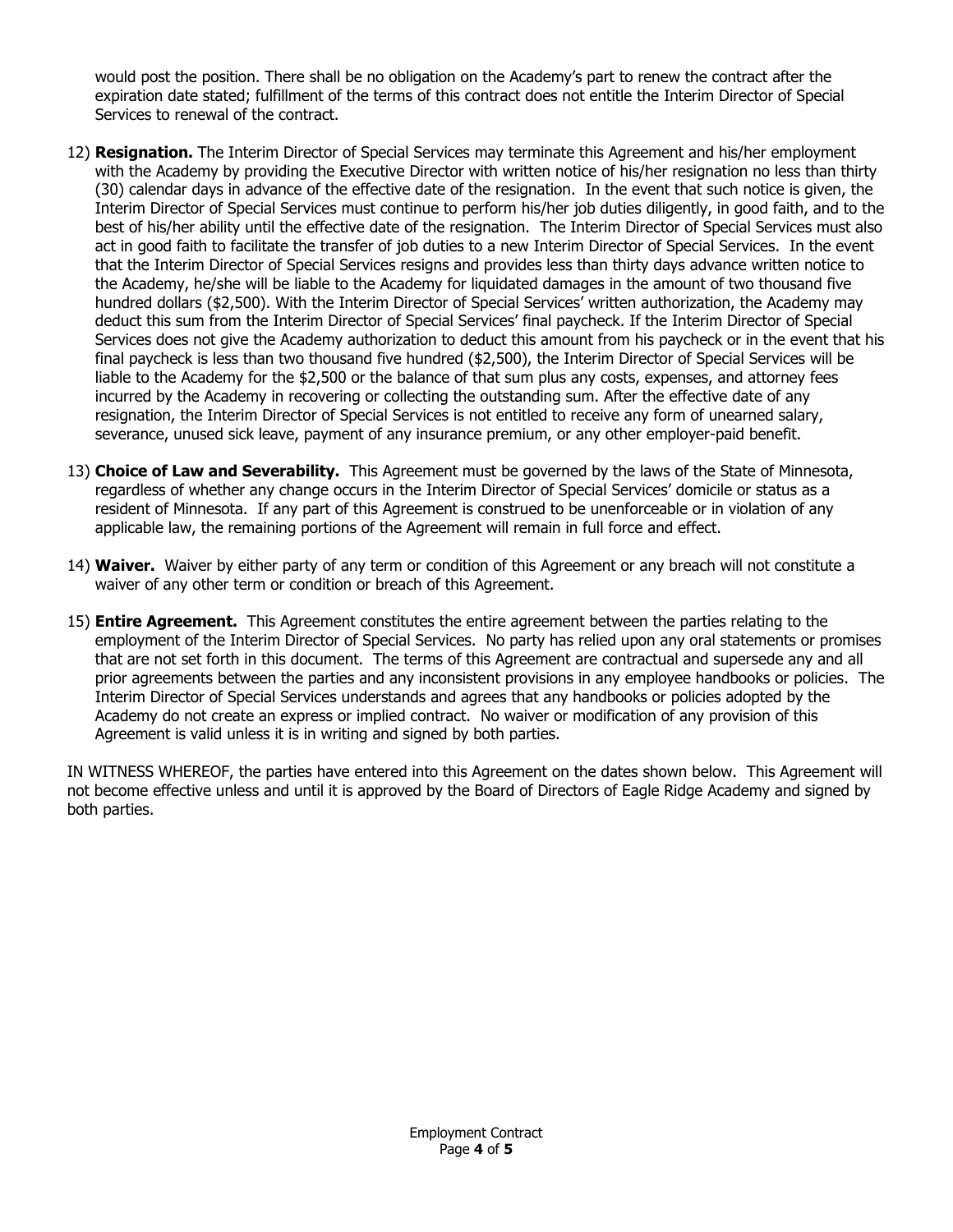would post the position. There shall be no obligation on the Academy's part to renew the contract after the expiration date stated; fulfillment of the terms of this contract does not entitle the Interim Director of Special Services to renewal of the contract.

12) **Resignation.** The Interim Director of Special Services may terminate this Agreement and his/her employment with the Academy by providing the Executive Director with written notice of his/her resignation no less than thirty (30) calendar days in advance of the effective date of the resignation. In the event that such notice is given, the Interim Director of Special Services must continue to perform his/her job duties diligently, in good faith, and to the best of his/her ability until the effective date of the resignation. The Interim Director of Special Services must also act in good faith to facilitate the transfer of job duties to a new Interim Director of Special Services. In the event that the Interim Director of Special Services resigns and provides less than thirty days advance written notice to the Academy, he/she will be liable to the Academy for liquidated damages in the amount of two thousand five hundred dollars ($2,500). With the Interim Director of Special Services' written authorization, the Academy may deduct this sum from the Interim Director of Special Services' final paycheck. If the Interim Director of Special Services does not give the Academy authorization to deduct this amount from his paycheck or in the event that his final paycheck is less than two thousand five hundred ($2,500), the Interim Director of Special Services will be liable to the Academy for the $2,500 or the balance of that sum plus any costs, expenses, and attorney fees incurred by the Academy in recovering or collecting the outstanding sum. After the effective date of any resignation, the Interim Director of Special Services is not entitled to receive any form of unearned salary, severance, unused sick leave, payment of any insurance premium, or any other employer-paid benefit.

13) **Choice of Law and Severability.** This Agreement must be governed by the laws of the State of Minnesota, regardless of whether any change occurs in the Interim Director of Special Services' domicile or status as a resident of Minnesota. If any part of this Agreement is construed to be unenforceable or in violation of any applicable law, the remaining portions of the Agreement will remain in full force and effect.

14) **Waiver.** Waiver by either party of any term or condition of this Agreement or any breach will not constitute a waiver of any other term or condition or breach of this Agreement.

15) **Entire Agreement.** This Agreement constitutes the entire agreement between the parties relating to the employment of the Interim Director of Special Services. No party has relied upon any oral statements or promises that are not set forth in this document. The terms of this Agreement are contractual and supersede any and all prior agreements between the parties and any inconsistent provisions in any employee handbooks or policies. The Interim Director of Special Services understands and agrees that any handbooks or policies adopted by the Academy do not create an express or implied contract. No waiver or modification of any provision of this Agreement is valid unless it is in writing and signed by both parties.

IN WITNESS WHEREOF, the parties have entered into this Agreement on the dates shown below. This Agreement will not become effective unless and until it is approved by the Board of Directors of Eagle Ridge Academy and signed by both parties.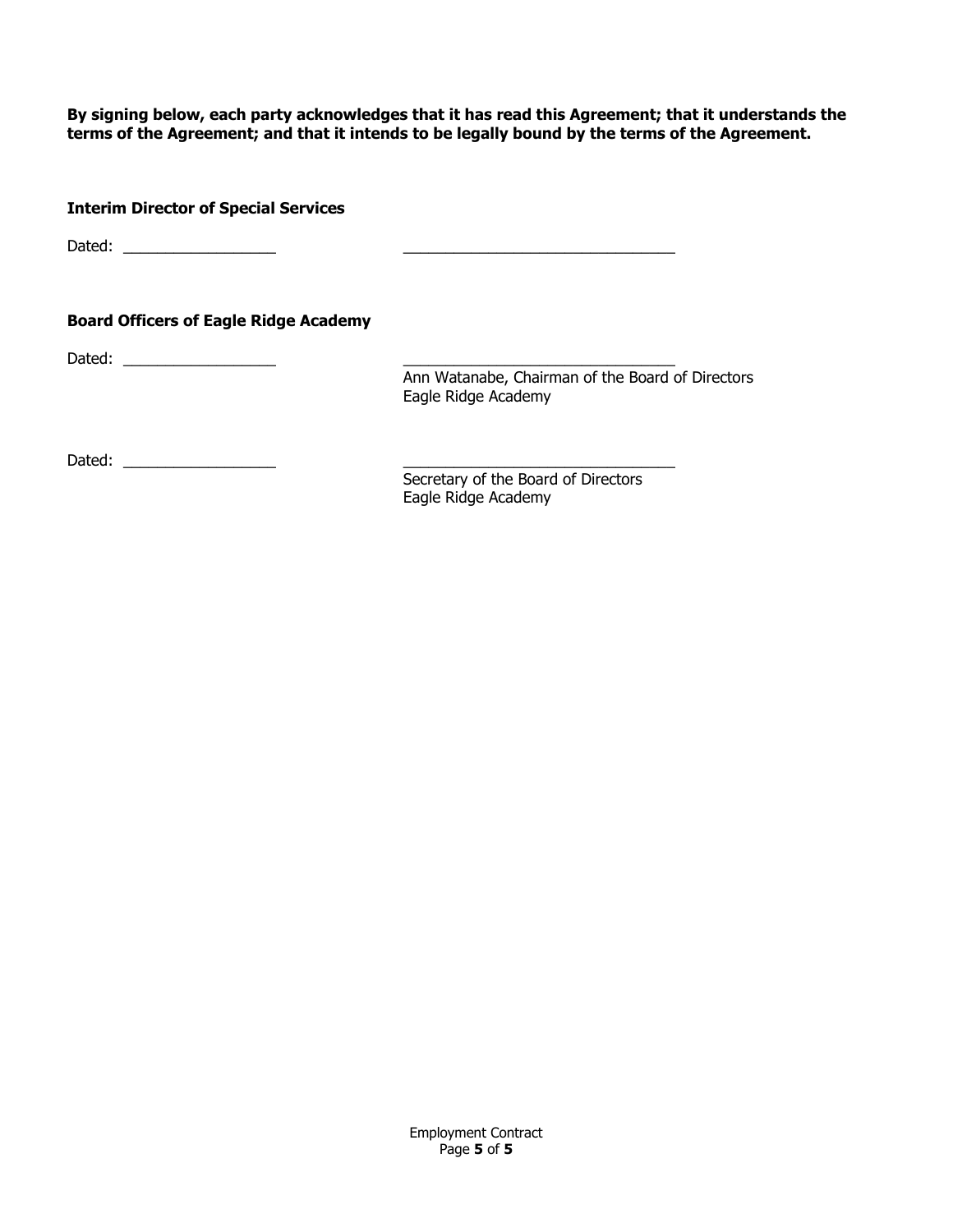**By signing below, each party acknowledges that it has read this Agreement; that it understands the terms of the Agreement; and that it intends to be legally bound by the terms of the Agreement.**

**Interim Director of Special Services**

Dated: ___________________ ________________________________

**Board Officers of Eagle Ridge Academy**

Dated: ___________________ ________________________________
Ann Watanabe, Chairman of the Board of Directors
Eagle Ridge Academy

Dated: ___________________ ________________________________
Secretary of the Board of Directors
Eagle Ridge Academy